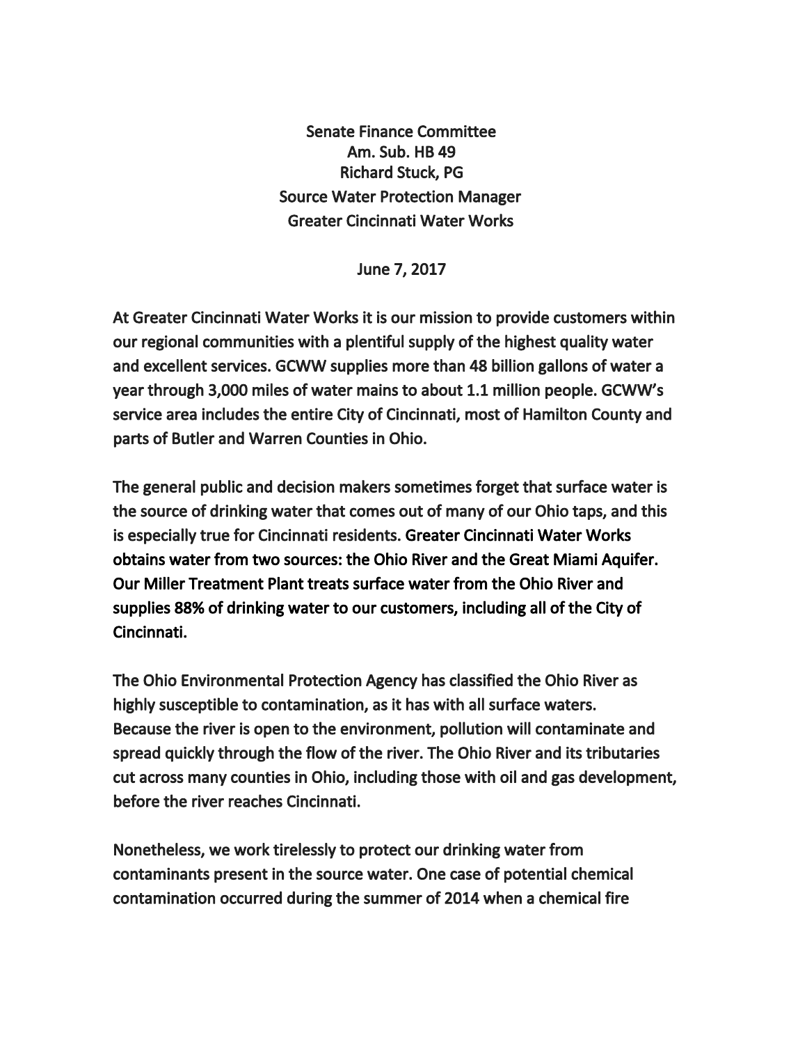Senate Finance Committee
Am. Sub. HB 49
Richard Stuck, PG
Source Water Protection Manager
Greater Cincinnati Water Works

June 7, 2017

At Greater Cincinnati Water Works it is our mission to provide customers within our regional communities with a plentiful supply of the highest quality water and excellent services. GCWW supplies more than 48 billion gallons of water a year through 3,000 miles of water mains to about 1.1 million people. GCWW's service area includes the entire City of Cincinnati, most of Hamilton County and parts of Butler and Warren Counties in Ohio.

The general public and decision makers sometimes forget that surface water is the source of drinking water that comes out of many of our Ohio taps, and this is especially true for Cincinnati residents. Greater Cincinnati Water Works obtains water from two sources: the Ohio River and the Great Miami Aquifer. Our Miller Treatment Plant treats surface water from the Ohio River and supplies 88% of drinking water to our customers, including all of the City of Cincinnati.

The Ohio Environmental Protection Agency has classified the Ohio River as highly susceptible to contamination, as it has with all surface waters. Because the river is open to the environment, pollution will contaminate and spread quickly through the flow of the river. The Ohio River and its tributaries cut across many counties in Ohio, including those with oil and gas development, before the river reaches Cincinnati.

Nonetheless, we work tirelessly to protect our drinking water from contaminants present in the source water. One case of potential chemical contamination occurred during the summer of 2014 when a chemical fire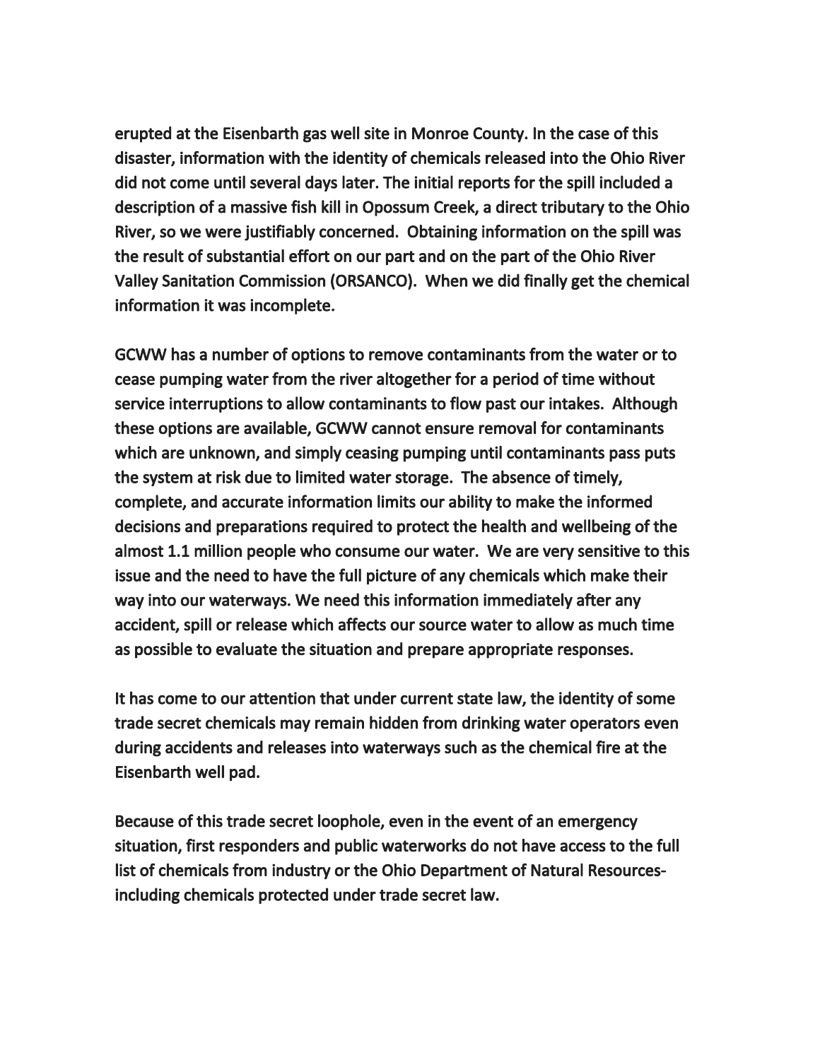erupted at the Eisenbarth gas well site in Monroe County. In the case of this disaster, information with the identity of chemicals released into the Ohio River did not come until several days later. The initial reports for the spill included a description of a massive fish kill in Opossum Creek, a direct tributary to the Ohio River, so we were justifiably concerned. Obtaining information on the spill was the result of substantial effort on our part and on the part of the Ohio River Valley Sanitation Commission (ORSANCO). When we did finally get the chemical information it was incomplete.

GCWW has a number of options to remove contaminants from the water or to cease pumping water from the river altogether for a period of time without service interruptions to allow contaminants to flow past our intakes. Although these options are available, GCWW cannot ensure removal for contaminants which are unknown, and simply ceasing pumping until contaminants pass puts the system at risk due to limited water storage. The absence of timely, complete, and accurate information limits our ability to make the informed decisions and preparations required to protect the health and wellbeing of the almost 1.1 million people who consume our water. We are very sensitive to this issue and the need to have the full picture of any chemicals which make their way into our waterways. We need this information immediately after any accident, spill or release which affects our source water to allow as much time as possible to evaluate the situation and prepare appropriate responses.

It has come to our attention that under current state law, the identity of some trade secret chemicals may remain hidden from drinking water operators even during accidents and releases into waterways such as the chemical fire at the Eisenbarth well pad.

Because of this trade secret loophole, even in the event of an emergency situation, first responders and public waterworks do not have access to the full list of chemicals from industry or the Ohio Department of Natural Resources- including chemicals protected under trade secret law.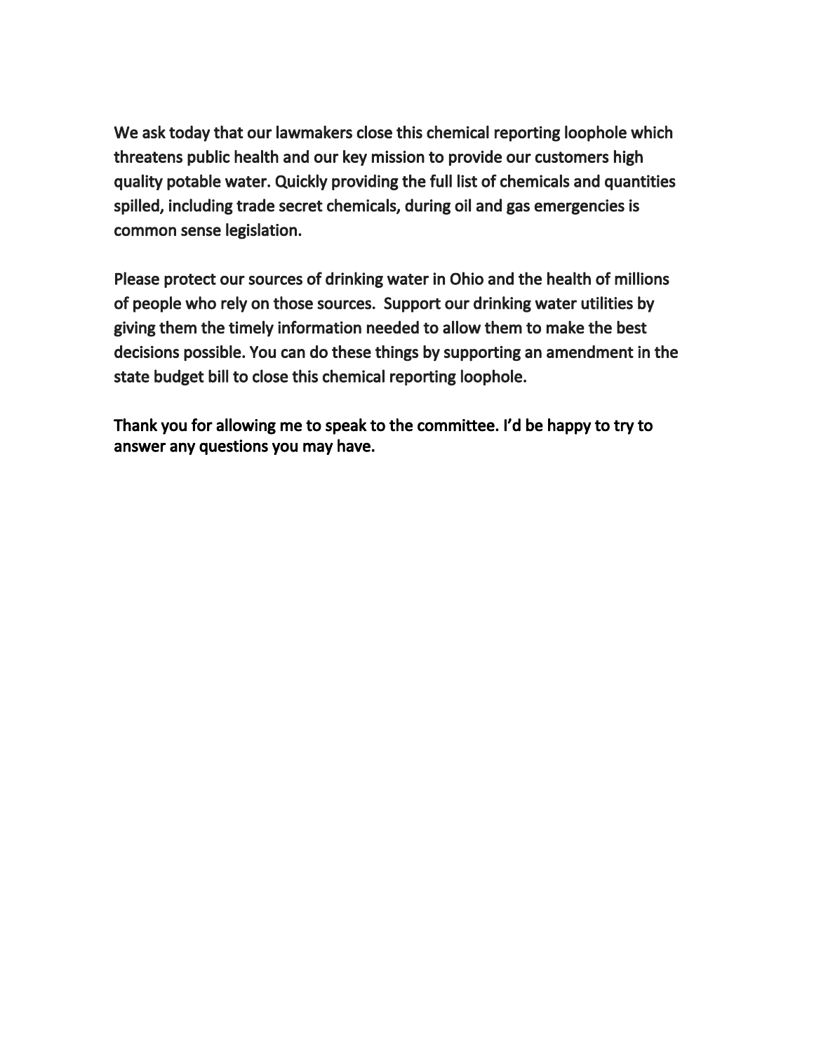We ask today that our lawmakers close this chemical reporting loophole which threatens public health and our key mission to provide our customers high quality potable water. Quickly providing the full list of chemicals and quantities spilled, including trade secret chemicals, during oil and gas emergencies is common sense legislation.

Please protect our sources of drinking water in Ohio and the health of millions of people who rely on those sources. Support our drinking water utilities by giving them the timely information needed to allow them to make the best decisions possible. You can do these things by supporting an amendment in the state budget bill to close this chemical reporting loophole.

Thank you for allowing me to speak to the committee. I'd be happy to try to answer any questions you may have.